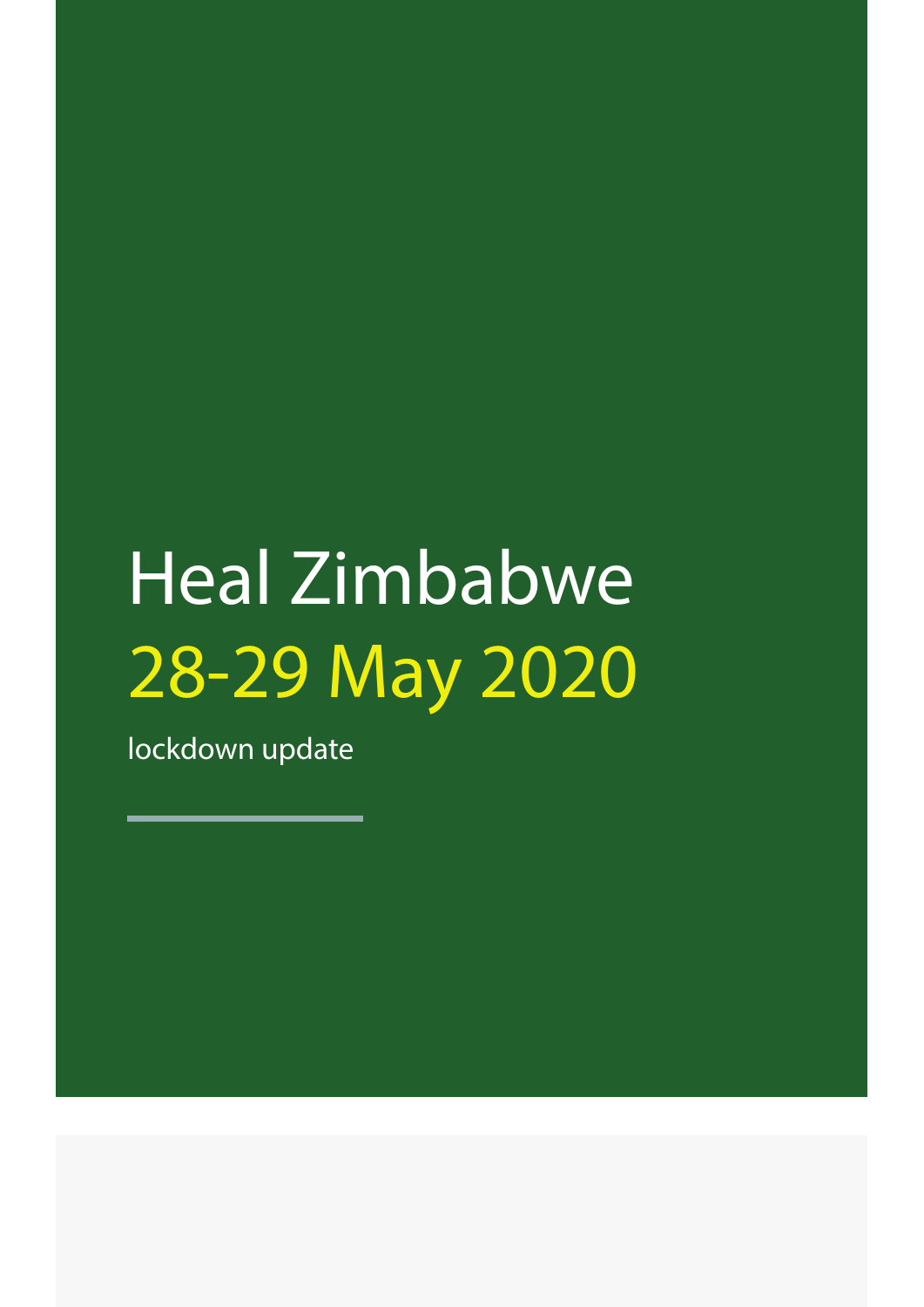# Heal Zimbabwe

## 28-29 May 2020

lockdown update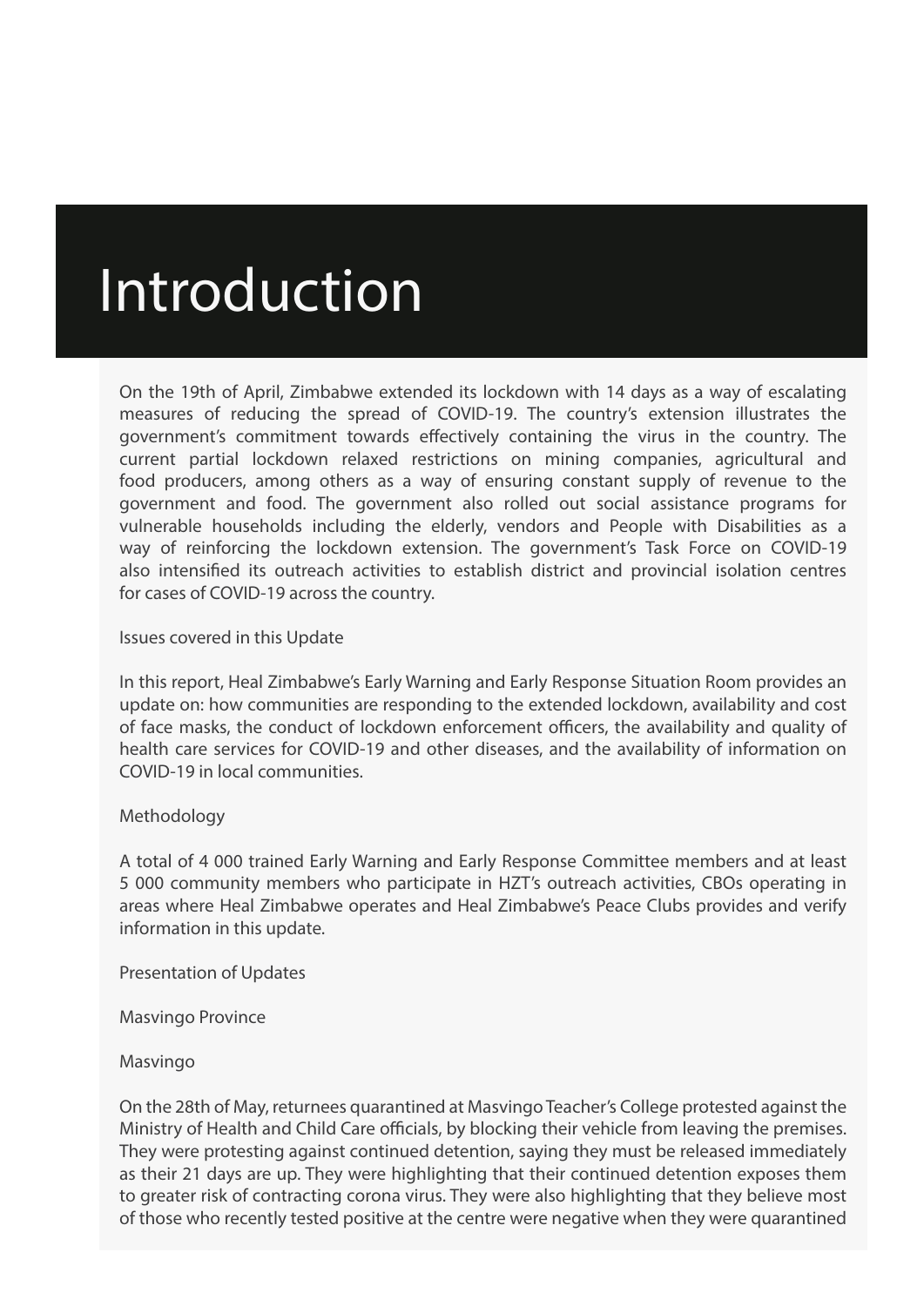# Introduction

On the 19th of April, Zimbabwe extended its lockdown with 14 days as a way of escalating measures of reducing the spread of COVID-19. The country's extension illustrates the government's commitment towards effectively containing the virus in the country. The current partial lockdown relaxed restrictions on mining companies, agricultural and food producers, among others as a way of ensuring constant supply of revenue to the government and food. The government also rolled out social assistance programs for vulnerable households including the elderly, vendors and People with Disabilities as a way of reinforcing the lockdown extension. The government's Task Force on COVID-19 also intensified its outreach activities to establish district and provincial isolation centres for cases of COVID-19 across the country.

Issues covered in this Update

In this report, Heal Zimbabwe's Early Warning and Early Response Situation Room provides an update on: how communities are responding to the extended lockdown, availability and cost of face masks, the conduct of lockdown enforcement officers, the availability and quality of health care services for COVID-19 and other diseases, and the availability of information on COVID-19 in local communities.

Methodology

A total of 4 000 trained Early Warning and Early Response Committee members and at least 5 000 community members who participate in HZT's outreach activities, CBOs operating in areas where Heal Zimbabwe operates and Heal Zimbabwe's Peace Clubs provides and verify information in this update.

Presentation of Updates

Masvingo Province

Masvingo

On the 28th of May, returnees quarantined at Masvingo Teacher's College protested against the Ministry of Health and Child Care officials, by blocking their vehicle from leaving the premises. They were protesting against continued detention, saying they must be released immediately as their 21 days are up. They were highlighting that their continued detention exposes them to greater risk of contracting corona virus. They were also highlighting that they believe most of those who recently tested positive at the centre were negative when they were quarantined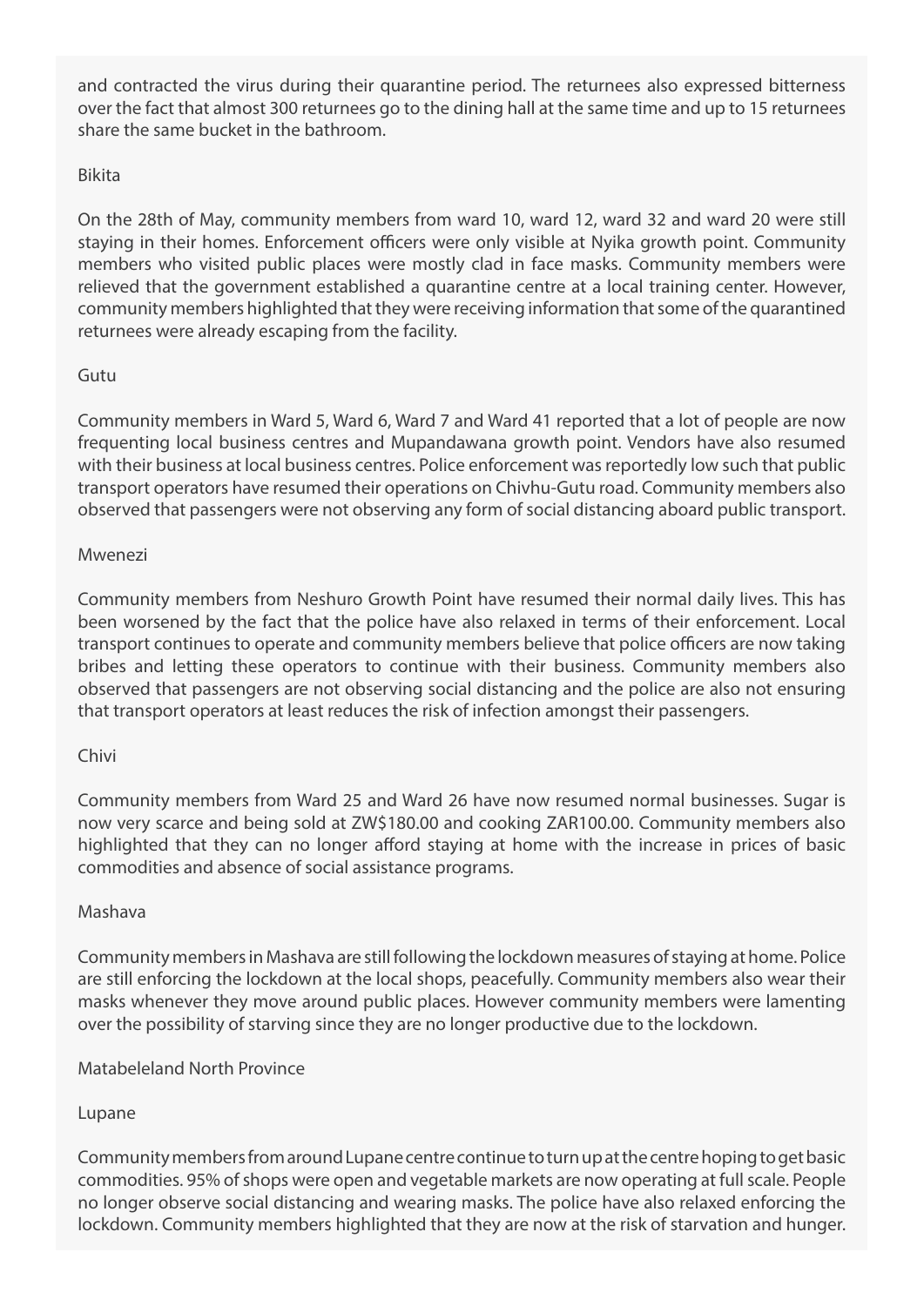and contracted the virus during their quarantine period. The returnees also expressed bitterness over the fact that almost 300 returnees go to the dining hall at the same time and up to 15 returnees share the same bucket in the bathroom.

### Bikita

On the 28th of May, community members from ward 10, ward 12, ward 32 and ward 20 were still staying in their homes. Enforcement officers were only visible at Nyika growth point. Community members who visited public places were mostly clad in face masks. Community members were relieved that the government established a quarantine centre at a local training center. However, community members highlighted that they were receiving information that some of the quarantined returnees were already escaping from the facility.

### Gutu

Community members in Ward 5, Ward 6, Ward 7 and Ward 41 reported that a lot of people are now frequenting local business centres and Mupandawana growth point. Vendors have also resumed with their business at local business centres. Police enforcement was reportedly low such that public transport operators have resumed their operations on Chivhu-Gutu road. Community members also observed that passengers were not observing any form of social distancing aboard public transport.

### Mwenezi

Community members from Neshuro Growth Point have resumed their normal daily lives. This has been worsened by the fact that the police have also relaxed in terms of their enforcement. Local transport continues to operate and community members believe that police officers are now taking bribes and letting these operators to continue with their business. Community members also observed that passengers are not observing social distancing and the police are also not ensuring that transport operators at least reduces the risk of infection amongst their passengers.

### Chivi

Community members from Ward 25 and Ward 26 have now resumed normal businesses. Sugar is now very scarce and being sold at ZW$180.00 and cooking ZAR100.00. Community members also highlighted that they can no longer afford staying at home with the increase in prices of basic commodities and absence of social assistance programs.

### Mashava

Community members in Mashava are still following the lockdown measures of staying at home. Police are still enforcing the lockdown at the local shops, peacefully. Community members also wear their masks whenever they move around public places. However community members were lamenting over the possibility of starving since they are no longer productive due to the lockdown.

## Matabeleland North Province

### Lupane

Community members from around Lupane centre continue to turn up at the centre hoping to get basic commodities. 95% of shops were open and vegetable markets are now operating at full scale. People no longer observe social distancing and wearing masks. The police have also relaxed enforcing the lockdown. Community members highlighted that they are now at the risk of starvation and hunger.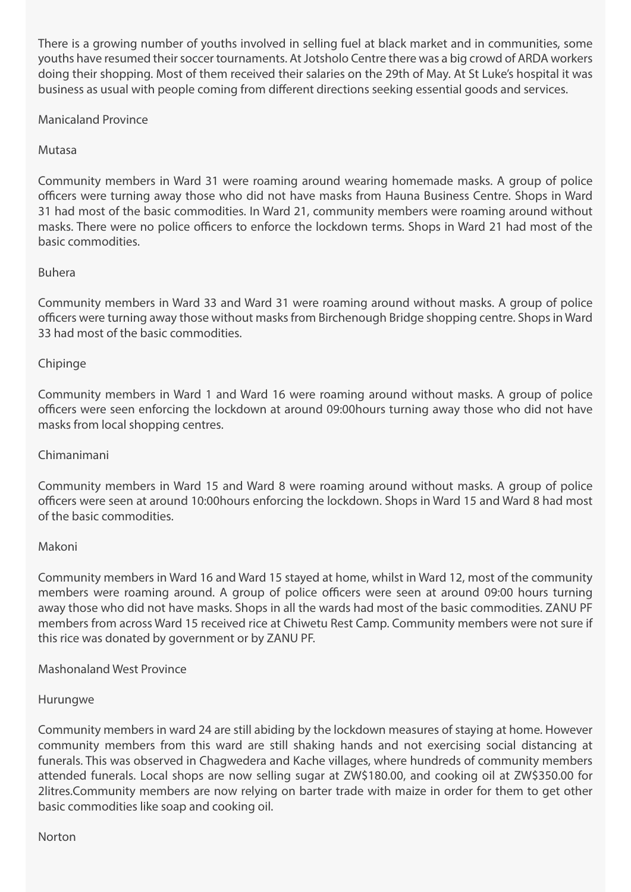There is a growing number of youths involved in selling fuel at black market and in communities, some youths have resumed their soccer tournaments. At Jotsholo Centre there was a big crowd of ARDA workers doing their shopping. Most of them received their salaries on the 29th of May. At St Luke's hospital it was business as usual with people coming from different directions seeking essential goods and services.

## Manicaland Province

### Mutasa

Community members in Ward 31 were roaming around wearing homemade masks. A group of police officers were turning away those who did not have masks from Hauna Business Centre. Shops in Ward 31 had most of the basic commodities. In Ward 21, community members were roaming around without masks. There were no police officers to enforce the lockdown terms. Shops in Ward 21 had most of the basic commodities.

### Buhera

Community members in Ward 33 and Ward 31 were roaming around without masks. A group of police officers were turning away those without masks from Birchenough Bridge shopping centre. Shops in Ward 33 had most of the basic commodities.

### Chipinge

Community members in Ward 1 and Ward 16 were roaming around without masks. A group of police officers were seen enforcing the lockdown at around 09:00hours turning away those who did not have masks from local shopping centres.

### Chimanimani

Community members in Ward 15 and Ward 8 were roaming around without masks. A group of police officers were seen at around 10:00hours enforcing the lockdown. Shops in Ward 15 and Ward 8 had most of the basic commodities.

### Makoni

Community members in Ward 16 and Ward 15 stayed at home, whilst in Ward 12, most of the community members were roaming around. A group of police officers were seen at around 09:00 hours turning away those who did not have masks. Shops in all the wards had most of the basic commodities. ZANU PF members from across Ward 15 received rice at Chiwetu Rest Camp. Community members were not sure if this rice was donated by government or by ZANU PF.

## Mashonaland West Province

### Hurungwe

Community members in ward 24 are still abiding by the lockdown measures of staying at home. However community members from this ward are still shaking hands and not exercising social distancing at funerals. This was observed in Chagwedera and Kache villages, where hundreds of community members attended funerals. Local shops are now selling sugar at ZW$180.00, and cooking oil at ZW$350.00 for 2litres.Community members are now relying on barter trade with maize in order for them to get other basic commodities like soap and cooking oil.

### Norton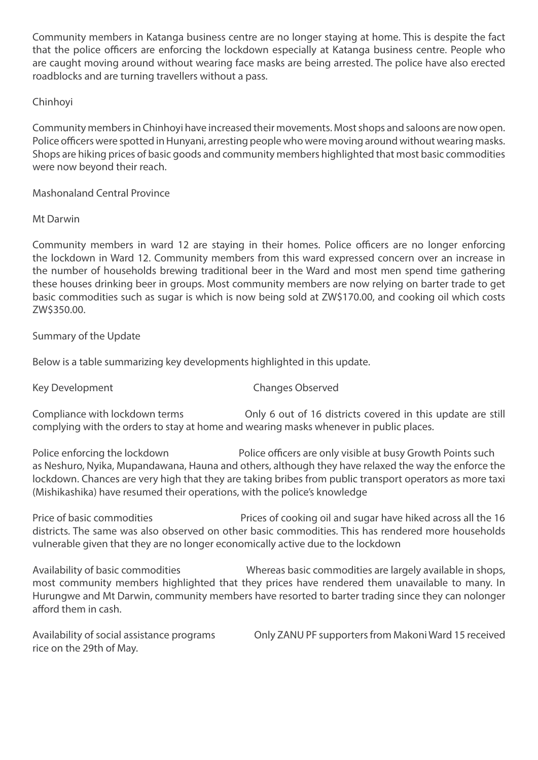Community members in Katanga business centre are no longer staying at home. This is despite the fact that the police officers are enforcing the lockdown especially at Katanga business centre. People who are caught moving around without wearing face masks are being arrested. The police have also erected roadblocks and are turning travellers without a pass.

### Chinhoyi

Community members in Chinhoyi have increased their movements. Most shops and saloons are now open. Police officers were spotted in Hunyani, arresting people who were moving around without wearing masks. Shops are hiking prices of basic goods and community members highlighted that most basic commodities were now beyond their reach.

## Mashonaland Central Province

### Mt Darwin

Community members in ward 12 are staying in their homes. Police officers are no longer enforcing the lockdown in Ward 12. Community members from this ward expressed concern over an increase in the number of households brewing traditional beer in the Ward and most men spend time gathering these houses drinking beer in groups. Most community members are now relying on barter trade to get basic commodities such as sugar is which is now being sold at ZW$170.00, and cooking oil which costs ZW$350.00.

## Summary of the Update

Below is a table summarizing key developments highlighted in this update.

| Key Development | Changes Observed |
| --- | --- |
| Compliance with lockdown terms | Only 6 out of 16 districts covered in this update are still complying with the orders to stay at home and wearing masks whenever in public places. |
| Police enforcing the lockdown | Police officers are only visible at busy Growth Points such as Neshuro, Nyika, Mupandawana, Hauna and others, although they have relaxed the way the enforce the lockdown. Chances are very high that they are taking bribes from public transport operators as more taxi (Mishikashika) have resumed their operations, with the police's knowledge |
| Price of basic commodities | Prices of cooking oil and sugar have hiked across all the 16 districts. The same was also observed on other basic commodities. This has rendered more households vulnerable given that they are no longer economically active due to the lockdown |
| Availability of basic commodities | Whereas basic commodities are largely available in shops, most community members highlighted that they prices have rendered them unavailable to many. In Hurungwe and Mt Darwin, community members have resorted to barter trading since they can nolonger afford them in cash. |
| Availability of social assistance programs | Only ZANU PF supporters from Makoni Ward 15 received rice on the 29th of May. |